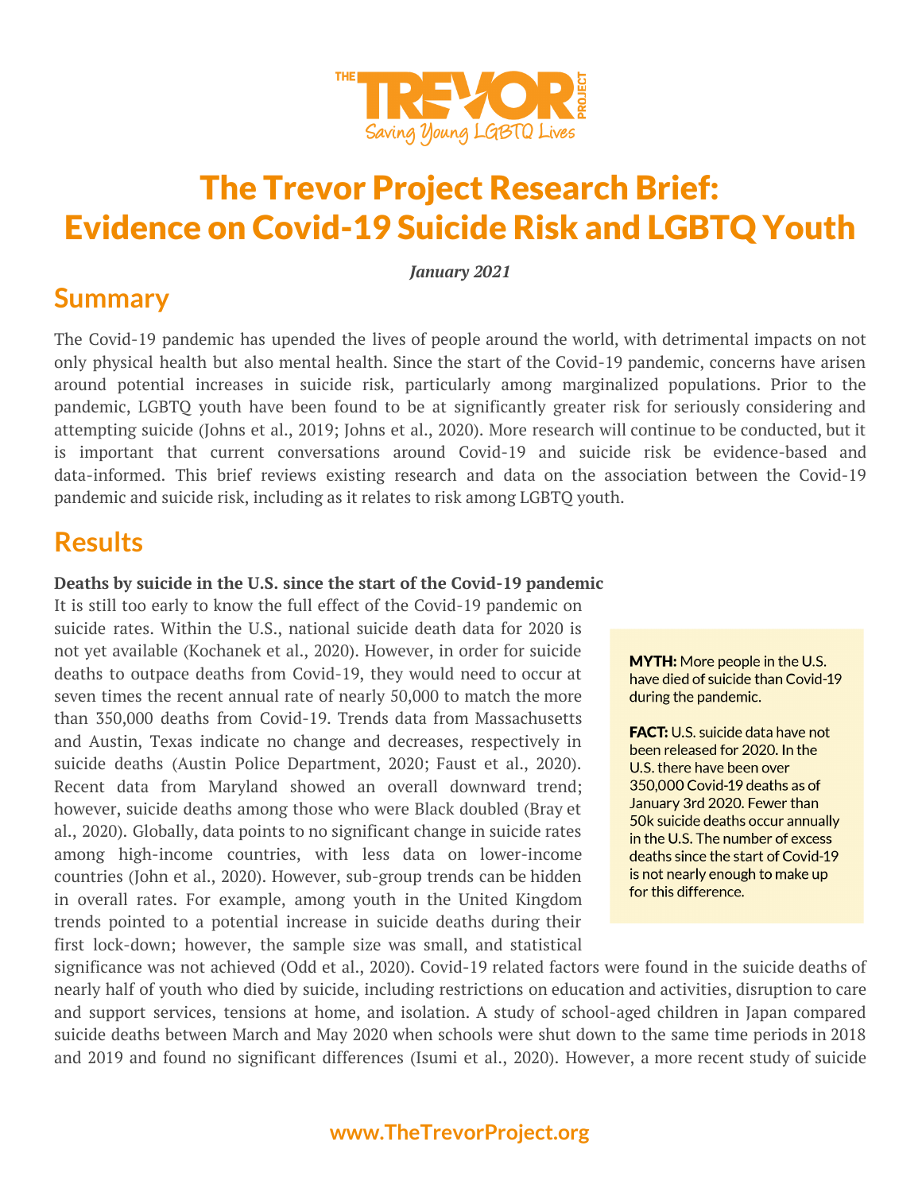# The Trevor Project Research Brief: Evidence on Covid-19 Suicide Risk and LGBTQ Youth

***January 2021***

## Summary

The Covid-19 pandemic has upended the lives of people around the world, with detrimental impacts on not only physical health but also mental health. Since the start of the Covid-19 pandemic, concerns have arisen around potential increases in suicide risk, particularly among marginalized populations. Prior to the pandemic, LGBTQ youth have been found to be at significantly greater risk for seriously considering and attempting suicide (Johns et al., 2019; Johns et al., 2020). More research will continue to be conducted, but it is important that current conversations around Covid-19 and suicide risk be evidence-based and data-informed. This brief reviews existing research and data on the association between the Covid-19 pandemic and suicide risk, including as it relates to risk among LGBTQ youth.

## Results

**Deaths by suicide in the U.S. since the start of the Covid-19 pandemic**

It is still too early to know the full effect of the Covid-19 pandemic on suicide rates. Within the U.S., national suicide death data for 2020 is not yet available (Kochanek et al., 2020). However, in order for suicide deaths to outpace deaths from Covid-19, they would need to occur at seven times the recent annual rate of nearly 50,000 to match the more than 350,000 deaths from Covid-19. Trends data from Massachusetts and Austin, Texas indicate no change and decreases, respectively in suicide deaths (Austin Police Department, 2020; Faust et al., 2020). Recent data from Maryland showed an overall downward trend; however, suicide deaths among those who were Black doubled (Bray et al., 2020). Globally, data points to no significant change in suicide rates among high-income countries, with less data on lower-income countries (John et al., 2020). However, sub-group trends can be hidden in overall rates. For example, among youth in the United Kingdom trends pointed to a potential increase in suicide deaths during their first lock-down; however, the sample size was small, and statistical significance was not achieved (Odd et al., 2020). Covid-19 related factors were found in the suicide deaths of nearly half of youth who died by suicide, including restrictions on education and activities, disruption to care and support services, tensions at home, and isolation. A study of school-aged children in Japan compared suicide deaths between March and May 2020 when schools were shut down to the same time periods in 2018 and 2019 and found no significant differences (Isumi et al., 2020). However, a more recent study of suicide

> **MYTH:** More people in the U.S. have died of suicide than Covid-19 during the pandemic.
>
> **FACT:** U.S. suicide data have not been released for 2020. In the U.S. there have been over 350,000 Covid-19 deaths as of January 3rd 2020. Fewer than 50k suicide deaths occur annually in the U.S. The number of excess deaths since the start of Covid-19 is not nearly enough to make up for this difference.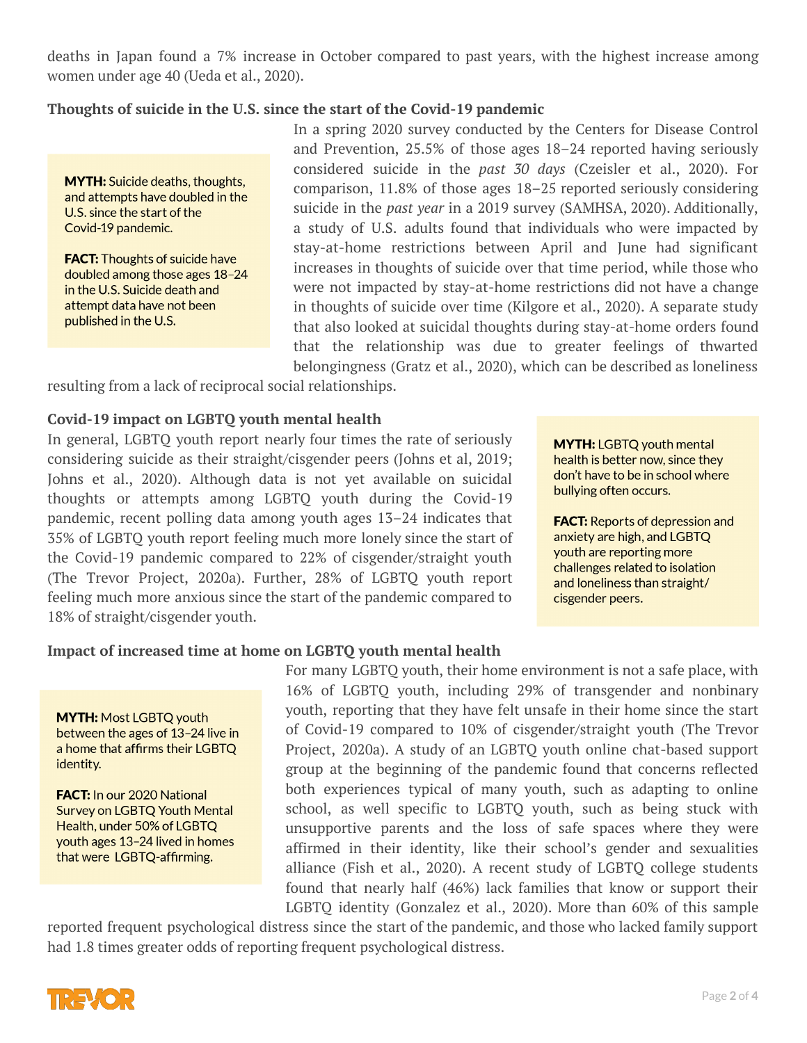deaths in Japan found a 7% increase in October compared to past years, with the highest increase among women under age 40 (Ueda et al., 2020).

### Thoughts of suicide in the U.S. since the start of the Covid-19 pandemic

> **MYTH:** Suicide deaths, thoughts, and attempts have doubled in the U.S. since the start of the Covid-19 pandemic.
>
> **FACT:** Thoughts of suicide have doubled among those ages 18–24 in the U.S. Suicide death and attempt data have not been published in the U.S.

In a spring 2020 survey conducted by the Centers for Disease Control and Prevention, 25.5% of those ages 18–24 reported having seriously considered suicide in the *past 30 days* (Czeisler et al., 2020). For comparison, 11.8% of those ages 18–25 reported seriously considering suicide in the *past year* in a 2019 survey (SAMHSA, 2020). Additionally, a study of U.S. adults found that individuals who were impacted by stay-at-home restrictions between April and June had significant increases in thoughts of suicide over that time period, while those who were not impacted by stay-at-home restrictions did not have a change in thoughts of suicide over time (Kilgore et al., 2020). A separate study that also looked at suicidal thoughts during stay-at-home orders found that the relationship was due to greater feelings of thwarted belongingness (Gratz et al., 2020), which can be described as loneliness resulting from a lack of reciprocal social relationships.

### Covid-19 impact on LGBTQ youth mental health

In general, LGBTQ youth report nearly four times the rate of seriously considering suicide as their straight/cisgender peers (Johns et al, 2019; Johns et al., 2020). Although data is not yet available on suicidal thoughts or attempts among LGBTQ youth during the Covid-19 pandemic, recent polling data among youth ages 13–24 indicates that 35% of LGBTQ youth report feeling much more lonely since the start of the Covid-19 pandemic compared to 22% of cisgender/straight youth (The Trevor Project, 2020a). Further, 28% of LGBTQ youth report feeling much more anxious since the start of the pandemic compared to 18% of straight/cisgender youth.

> **MYTH:** LGBTQ youth mental health is better now, since they don't have to be in school where bullying often occurs.
>
> **FACT:** Reports of depression and anxiety are high, and LGBTQ youth are reporting more challenges related to isolation and loneliness than straight/cisgender peers.

### Impact of increased time at home on LGBTQ youth mental health

> **MYTH:** Most LGBTQ youth between the ages of 13–24 live in a home that affirms their LGBTQ identity.
>
> **FACT:** In our 2020 National Survey on LGBTQ Youth Mental Health, under 50% of LGBTQ youth ages 13–24 lived in homes that were LGBTQ-affirming.

For many LGBTQ youth, their home environment is not a safe place, with 16% of LGBTQ youth, including 29% of transgender and nonbinary youth, reporting that they have felt unsafe in their home since the start of Covid-19 compared to 10% of cisgender/straight youth (The Trevor Project, 2020a). A study of an LGBTQ youth online chat-based support group at the beginning of the pandemic found that concerns reflected both experiences typical of many youth, such as adapting to online school, as well specific to LGBTQ youth, such as being stuck with unsupportive parents and the loss of safe spaces where they were affirmed in their identity, like their school's gender and sexualities alliance (Fish et al., 2020). A recent study of LGBTQ college students found that nearly half (46%) lack families that know or support their LGBTQ identity (Gonzalez et al., 2020). More than 60% of this sample reported frequent psychological distress since the start of the pandemic, and those who lacked family support had 1.8 times greater odds of reporting frequent psychological distress.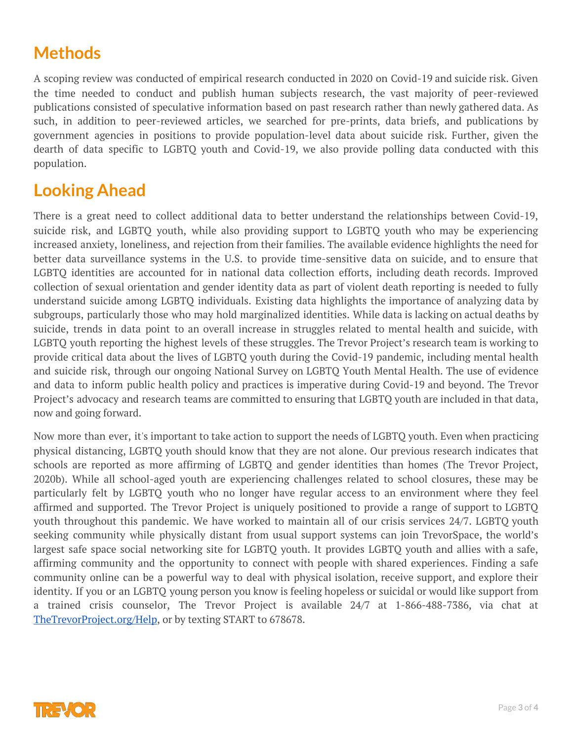## Methods

A scoping review was conducted of empirical research conducted in 2020 on Covid-19 and suicide risk. Given the time needed to conduct and publish human subjects research, the vast majority of peer-reviewed publications consisted of speculative information based on past research rather than newly gathered data. As such, in addition to peer-reviewed articles, we searched for pre-prints, data briefs, and publications by government agencies in positions to provide population-level data about suicide risk. Further, given the dearth of data specific to LGBTQ youth and Covid-19, we also provide polling data conducted with this population.

## Looking Ahead

There is a great need to collect additional data to better understand the relationships between Covid-19, suicide risk, and LGBTQ youth, while also providing support to LGBTQ youth who may be experiencing increased anxiety, loneliness, and rejection from their families. The available evidence highlights the need for better data surveillance systems in the U.S. to provide time-sensitive data on suicide, and to ensure that LGBTQ identities are accounted for in national data collection efforts, including death records. Improved collection of sexual orientation and gender identity data as part of violent death reporting is needed to fully understand suicide among LGBTQ individuals. Existing data highlights the importance of analyzing data by subgroups, particularly those who may hold marginalized identities. While data is lacking on actual deaths by suicide, trends in data point to an overall increase in struggles related to mental health and suicide, with LGBTQ youth reporting the highest levels of these struggles. The Trevor Project's research team is working to provide critical data about the lives of LGBTQ youth during the Covid-19 pandemic, including mental health and suicide risk, through our ongoing National Survey on LGBTQ Youth Mental Health. The use of evidence and data to inform public health policy and practices is imperative during Covid-19 and beyond. The Trevor Project's advocacy and research teams are committed to ensuring that LGBTQ youth are included in that data, now and going forward.

Now more than ever, it's important to take action to support the needs of LGBTQ youth. Even when practicing physical distancing, LGBTQ youth should know that they are not alone. Our previous research indicates that schools are reported as more affirming of LGBTQ and gender identities than homes (The Trevor Project, 2020b). While all school-aged youth are experiencing challenges related to school closures, these may be particularly felt by LGBTQ youth who no longer have regular access to an environment where they feel affirmed and supported. The Trevor Project is uniquely positioned to provide a range of support to LGBTQ youth throughout this pandemic. We have worked to maintain all of our crisis services 24/7. LGBTQ youth seeking community while physically distant from usual support systems can join TrevorSpace, the world's largest safe space social networking site for LGBTQ youth. It provides LGBTQ youth and allies with a safe, affirming community and the opportunity to connect with people with shared experiences. Finding a safe community online can be a powerful way to deal with physical isolation, receive support, and explore their identity. If you or an LGBTQ young person you know is feeling hopeless or suicidal or would like support from a trained crisis counselor, The Trevor Project is available 24/7 at 1-866-488-7386, via chat at [TheTrevorProject.org/Help](https://TheTrevorProject.org/Help), or by texting START to 678678.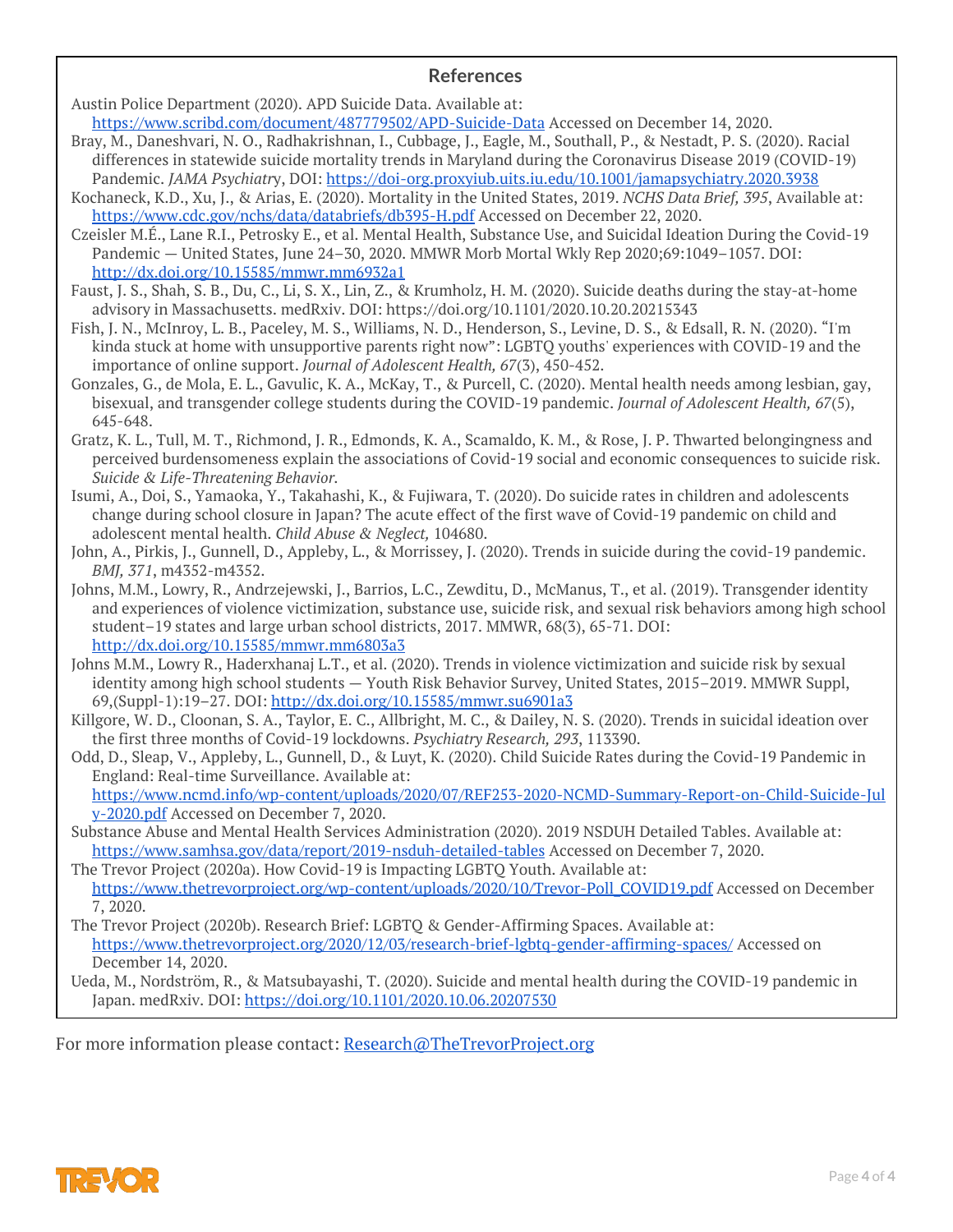## References

Austin Police Department (2020). APD Suicide Data. Available at: https://www.scribd.com/document/487779502/APD-Suicide-Data Accessed on December 14, 2020.

Bray, M., Daneshvari, N. O., Radhakrishnan, I., Cubbage, J., Eagle, M., Southall, P., & Nestadt, P. S. (2020). Racial differences in statewide suicide mortality trends in Maryland during the Coronavirus Disease 2019 (COVID-19) Pandemic. *JAMA Psychiatry*, DOI: https://doi-org.proxyiub.uits.iu.edu/10.1001/jamapsychiatry.2020.3938

Kochaneck, K.D., Xu, J., & Arias, E. (2020). Mortality in the United States, 2019. *NCHS Data Brief, 395*, Available at: https://www.cdc.gov/nchs/data/databriefs/db395-H.pdf Accessed on December 22, 2020.

Czeisler M.É., Lane R.I., Petrosky E., et al. Mental Health, Substance Use, and Suicidal Ideation During the Covid-19 Pandemic — United States, June 24–30, 2020. MMWR Morb Mortal Wkly Rep 2020;69:1049–1057. DOI: http://dx.doi.org/10.15585/mmwr.mm6932a1

Faust, J. S., Shah, S. B., Du, C., Li, S. X., Lin, Z., & Krumholz, H. M. (2020). Suicide deaths during the stay-at-home advisory in Massachusetts. medRxiv. DOI: https://doi.org/10.1101/2020.10.20.20215343

Fish, J. N., McInroy, L. B., Paceley, M. S., Williams, N. D., Henderson, S., Levine, D. S., & Edsall, R. N. (2020). "I'm kinda stuck at home with unsupportive parents right now": LGBTQ youths' experiences with COVID-19 and the importance of online support. *Journal of Adolescent Health, 67*(3), 450-452.

Gonzales, G., de Mola, E. L., Gavulic, K. A., McKay, T., & Purcell, C. (2020). Mental health needs among lesbian, gay, bisexual, and transgender college students during the COVID-19 pandemic. *Journal of Adolescent Health, 67*(5), 645-648.

Gratz, K. L., Tull, M. T., Richmond, J. R., Edmonds, K. A., Scamaldo, K. M., & Rose, J. P. Thwarted belongingness and perceived burdensomeness explain the associations of Covid-19 social and economic consequences to suicide risk. *Suicide & Life-Threatening Behavior.*

Isumi, A., Doi, S., Yamaoka, Y., Takahashi, K., & Fujiwara, T. (2020). Do suicide rates in children and adolescents change during school closure in Japan? The acute effect of the first wave of Covid-19 pandemic on child and adolescent mental health. *Child Abuse & Neglect,* 104680.

John, A., Pirkis, J., Gunnell, D., Appleby, L., & Morrissey, J. (2020). Trends in suicide during the covid-19 pandemic. *BMJ, 371*, m4352-m4352.

Johns, M.M., Lowry, R., Andrzejewski, J., Barrios, L.C., Zewditu, D., McManus, T., et al. (2019). Transgender identity and experiences of violence victimization, substance use, suicide risk, and sexual risk behaviors among high school student–19 states and large urban school districts, 2017. MMWR, 68(3), 65-71. DOI: http://dx.doi.org/10.15585/mmwr.mm6803a3

Johns M.M., Lowry R., Haderxhanaj L.T., et al. (2020). Trends in violence victimization and suicide risk by sexual identity among high school students — Youth Risk Behavior Survey, United States, 2015–2019. MMWR Suppl, 69,(Suppl-1):19–27. DOI: http://dx.doi.org/10.15585/mmwr.su6901a3

Killgore, W. D., Cloonan, S. A., Taylor, E. C., Allbright, M. C., & Dailey, N. S. (2020). Trends in suicidal ideation over the first three months of Covid-19 lockdowns. *Psychiatry Research, 293*, 113390.

Odd, D., Sleap, V., Appleby, L., Gunnell, D., & Luyt, K. (2020). Child Suicide Rates during the Covid-19 Pandemic in England: Real-time Surveillance. Available at: https://www.ncmd.info/wp-content/uploads/2020/07/REF253-2020-NCMD-Summary-Report-on-Child-Suicide-July-2020.pdf Accessed on December 7, 2020.

Substance Abuse and Mental Health Services Administration (2020). 2019 NSDUH Detailed Tables. Available at: https://www.samhsa.gov/data/report/2019-nsduh-detailed-tables Accessed on December 7, 2020.

The Trevor Project (2020a). How Covid-19 is Impacting LGBTQ Youth. Available at: https://www.thetrevorproject.org/wp-content/uploads/2020/10/Trevor-Poll_COVID19.pdf Accessed on December 7, 2020.

The Trevor Project (2020b). Research Brief: LGBTQ & Gender-Affirming Spaces. Available at: https://www.thetrevorproject.org/2020/12/03/research-brief-lgbtq-gender-affirming-spaces/ Accessed on December 14, 2020.

Ueda, M., Nordström, R., & Matsubayashi, T. (2020). Suicide and mental health during the COVID-19 pandemic in Japan. medRxiv. DOI: https://doi.org/10.1101/2020.10.06.20207530

For more information please contact: Research@TheTrevorProject.org